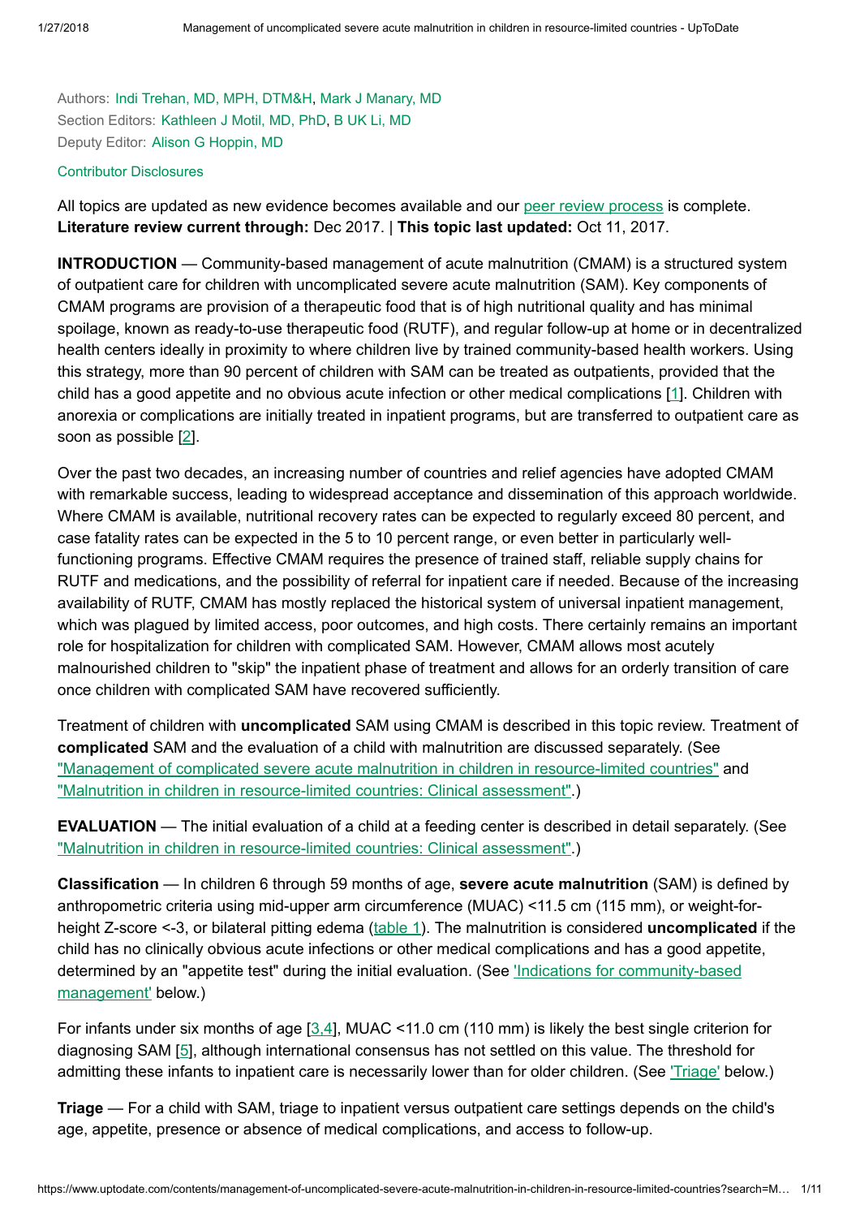Authors: Indi Trehan, MD, MPH, DTM&H, Mark J Manary, MD
Section Editors: Kathleen J Motil, MD, PhD, B UK Li, MD
Deputy Editor: Alison G Hoppin, MD

Contributor Disclosures

All topics are updated as new evidence becomes available and our peer review process is complete.
**Literature review current through:** Dec 2017. | **This topic last updated:** Oct 11, 2017.

**INTRODUCTION** — Community-based management of acute malnutrition (CMAM) is a structured system of outpatient care for children with uncomplicated severe acute malnutrition (SAM). Key components of CMAM programs are provision of a therapeutic food that is of high nutritional quality and has minimal spoilage, known as ready-to-use therapeutic food (RUTF), and regular follow-up at home or in decentralized health centers ideally in proximity to where children live by trained community-based health workers. Using this strategy, more than 90 percent of children with SAM can be treated as outpatients, provided that the child has a good appetite and no obvious acute infection or other medical complications [1]. Children with anorexia or complications are initially treated in inpatient programs, but are transferred to outpatient care as soon as possible [2].

Over the past two decades, an increasing number of countries and relief agencies have adopted CMAM with remarkable success, leading to widespread acceptance and dissemination of this approach worldwide. Where CMAM is available, nutritional recovery rates can be expected to regularly exceed 80 percent, and case fatality rates can be expected in the 5 to 10 percent range, or even better in particularly well-functioning programs. Effective CMAM requires the presence of trained staff, reliable supply chains for RUTF and medications, and the possibility of referral for inpatient care if needed. Because of the increasing availability of RUTF, CMAM has mostly replaced the historical system of universal inpatient management, which was plagued by limited access, poor outcomes, and high costs. There certainly remains an important role for hospitalization for children with complicated SAM. However, CMAM allows most acutely malnourished children to "skip" the inpatient phase of treatment and allows for an orderly transition of care once children with complicated SAM have recovered sufficiently.

Treatment of children with **uncomplicated** SAM using CMAM is described in this topic review. Treatment of **complicated** SAM and the evaluation of a child with malnutrition are discussed separately. (See "Management of complicated severe acute malnutrition in children in resource-limited countries" and "Malnutrition in children in resource-limited countries: Clinical assessment".)

**EVALUATION** — The initial evaluation of a child at a feeding center is described in detail separately. (See "Malnutrition in children in resource-limited countries: Clinical assessment".)

**Classification** — In children 6 through 59 months of age, **severe acute malnutrition** (SAM) is defined by anthropometric criteria using mid-upper arm circumference (MUAC) <11.5 cm (115 mm), or weight-for-height Z-score <-3, or bilateral pitting edema (table 1). The malnutrition is considered **uncomplicated** if the child has no clinically obvious acute infections or other medical complications and has a good appetite, determined by an "appetite test" during the initial evaluation. (See 'Indications for community-based management' below.)

For infants under six months of age [3,4], MUAC <11.0 cm (110 mm) is likely the best single criterion for diagnosing SAM [5], although international consensus has not settled on this value. The threshold for admitting these infants to inpatient care is necessarily lower than for older children. (See 'Triage' below.)

**Triage** — For a child with SAM, triage to inpatient versus outpatient care settings depends on the child's age, appetite, presence or absence of medical complications, and access to follow-up.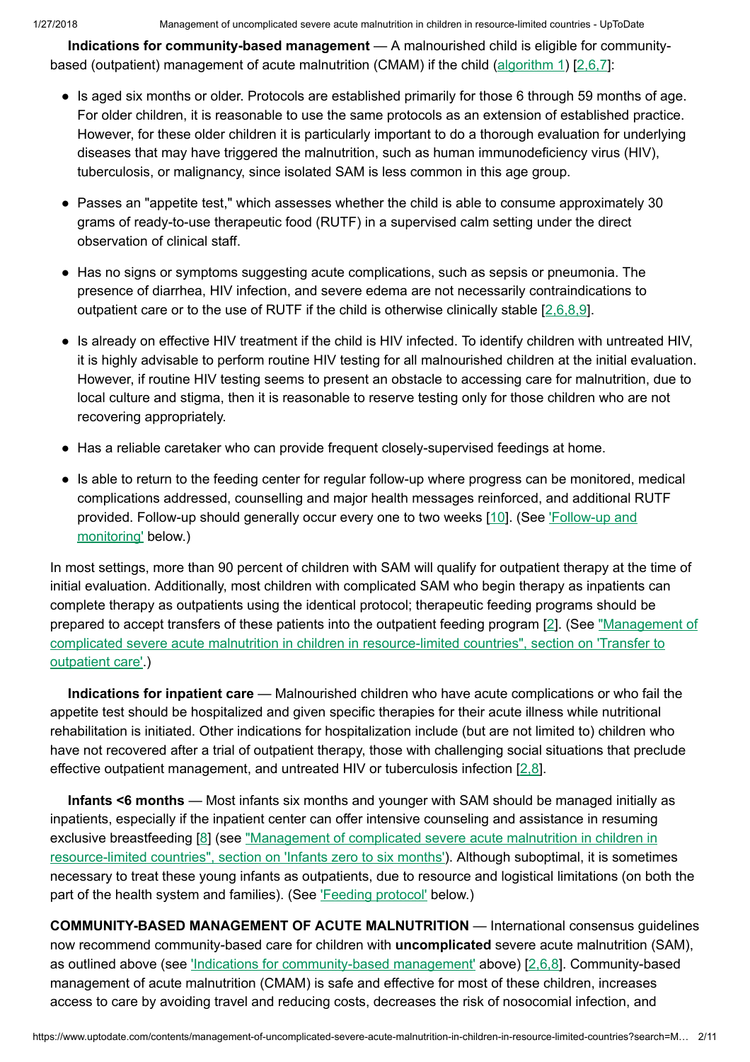**Indications for community-based management** — A malnourished child is eligible for community-based (outpatient) management of acute malnutrition (CMAM) if the child (algorithm 1) [2,6,7]:

- Is aged six months or older. Protocols are established primarily for those 6 through 59 months of age. For older children, it is reasonable to use the same protocols as an extension of established practice. However, for these older children it is particularly important to do a thorough evaluation for underlying diseases that may have triggered the malnutrition, such as human immunodeficiency virus (HIV), tuberculosis, or malignancy, since isolated SAM is less common in this age group.

- Passes an "appetite test," which assesses whether the child is able to consume approximately 30 grams of ready-to-use therapeutic food (RUTF) in a supervised calm setting under the direct observation of clinical staff.

- Has no signs or symptoms suggesting acute complications, such as sepsis or pneumonia. The presence of diarrhea, HIV infection, and severe edema are not necessarily contraindications to outpatient care or to the use of RUTF if the child is otherwise clinically stable [2,6,8,9].

- Is already on effective HIV treatment if the child is HIV infected. To identify children with untreated HIV, it is highly advisable to perform routine HIV testing for all malnourished children at the initial evaluation. However, if routine HIV testing seems to present an obstacle to accessing care for malnutrition, due to local culture and stigma, then it is reasonable to reserve testing only for those children who are not recovering appropriately.

- Has a reliable caretaker who can provide frequent closely-supervised feedings at home.

- Is able to return to the feeding center for regular follow-up where progress can be monitored, medical complications addressed, counselling and major health messages reinforced, and additional RUTF provided. Follow-up should generally occur every one to two weeks [10]. (See 'Follow-up and monitoring' below.)

In most settings, more than 90 percent of children with SAM will qualify for outpatient therapy at the time of initial evaluation. Additionally, most children with complicated SAM who begin therapy as inpatients can complete therapy as outpatients using the identical protocol; therapeutic feeding programs should be prepared to accept transfers of these patients into the outpatient feeding program [2]. (See "Management of complicated severe acute malnutrition in children in resource-limited countries", section on 'Transfer to outpatient care'.)

**Indications for inpatient care** — Malnourished children who have acute complications or who fail the appetite test should be hospitalized and given specific therapies for their acute illness while nutritional rehabilitation is initiated. Other indications for hospitalization include (but are not limited to) children who have not recovered after a trial of outpatient therapy, those with challenging social situations that preclude effective outpatient management, and untreated HIV or tuberculosis infection [2,8].

**Infants <6 months** — Most infants six months and younger with SAM should be managed initially as inpatients, especially if the inpatient center can offer intensive counseling and assistance in resuming exclusive breastfeeding [8] (see "Management of complicated severe acute malnutrition in children in resource-limited countries", section on 'Infants zero to six months'). Although suboptimal, it is sometimes necessary to treat these young infants as outpatients, due to resource and logistical limitations (on both the part of the health system and families). (See 'Feeding protocol' below.)

**COMMUNITY-BASED MANAGEMENT OF ACUTE MALNUTRITION** — International consensus guidelines now recommend community-based care for children with **uncomplicated** severe acute malnutrition (SAM), as outlined above (see 'Indications for community-based management' above) [2,6,8]. Community-based management of acute malnutrition (CMAM) is safe and effective for most of these children, increases access to care by avoiding travel and reducing costs, decreases the risk of nosocomial infection, and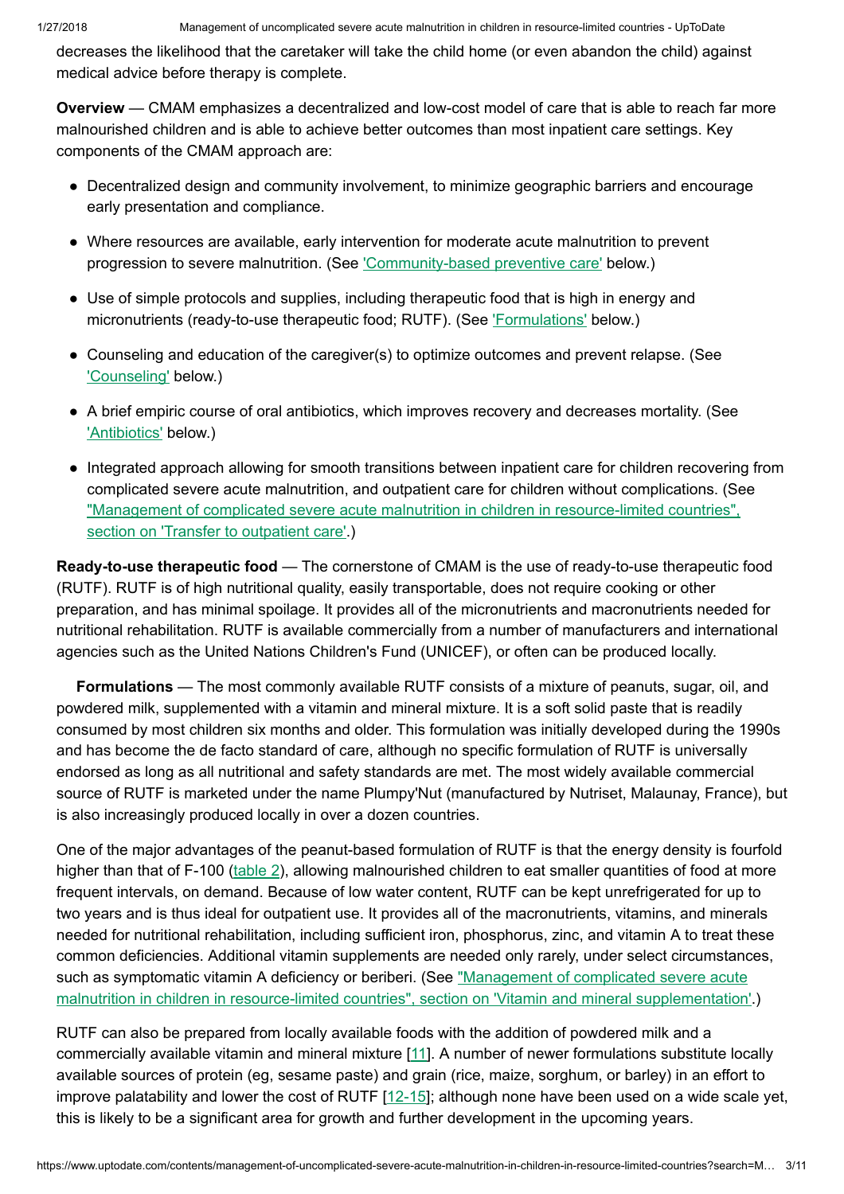decreases the likelihood that the caretaker will take the child home (or even abandon the child) against medical advice before therapy is complete.

**Overview** — CMAM emphasizes a decentralized and low-cost model of care that is able to reach far more malnourished children and is able to achieve better outcomes than most inpatient care settings. Key components of the CMAM approach are:

- Decentralized design and community involvement, to minimize geographic barriers and encourage early presentation and compliance.
- Where resources are available, early intervention for moderate acute malnutrition to prevent progression to severe malnutrition. (See 'Community-based preventive care' below.)
- Use of simple protocols and supplies, including therapeutic food that is high in energy and micronutrients (ready-to-use therapeutic food; RUTF). (See 'Formulations' below.)
- Counseling and education of the caregiver(s) to optimize outcomes and prevent relapse. (See 'Counseling' below.)
- A brief empiric course of oral antibiotics, which improves recovery and decreases mortality. (See 'Antibiotics' below.)
- Integrated approach allowing for smooth transitions between inpatient care for children recovering from complicated severe acute malnutrition, and outpatient care for children without complications. (See "Management of complicated severe acute malnutrition in children in resource-limited countries", section on 'Transfer to outpatient care'.)

**Ready-to-use therapeutic food** — The cornerstone of CMAM is the use of ready-to-use therapeutic food (RUTF). RUTF is of high nutritional quality, easily transportable, does not require cooking or other preparation, and has minimal spoilage. It provides all of the micronutrients and macronutrients needed for nutritional rehabilitation. RUTF is available commercially from a number of manufacturers and international agencies such as the United Nations Children's Fund (UNICEF), or often can be produced locally.

**Formulations** — The most commonly available RUTF consists of a mixture of peanuts, sugar, oil, and powdered milk, supplemented with a vitamin and mineral mixture. It is a soft solid paste that is readily consumed by most children six months and older. This formulation was initially developed during the 1990s and has become the de facto standard of care, although no specific formulation of RUTF is universally endorsed as long as all nutritional and safety standards are met. The most widely available commercial source of RUTF is marketed under the name Plumpy'Nut (manufactured by Nutriset, Malaunay, France), but is also increasingly produced locally in over a dozen countries.

One of the major advantages of the peanut-based formulation of RUTF is that the energy density is fourfold higher than that of F-100 (table 2), allowing malnourished children to eat smaller quantities of food at more frequent intervals, on demand. Because of low water content, RUTF can be kept unrefrigerated for up to two years and is thus ideal for outpatient use. It provides all of the macronutrients, vitamins, and minerals needed for nutritional rehabilitation, including sufficient iron, phosphorus, zinc, and vitamin A to treat these common deficiencies. Additional vitamin supplements are needed only rarely, under select circumstances, such as symptomatic vitamin A deficiency or beriberi. (See "Management of complicated severe acute malnutrition in children in resource-limited countries", section on 'Vitamin and mineral supplementation'.)

RUTF can also be prepared from locally available foods with the addition of powdered milk and a commercially available vitamin and mineral mixture [11]. A number of newer formulations substitute locally available sources of protein (eg, sesame paste) and grain (rice, maize, sorghum, or barley) in an effort to improve palatability and lower the cost of RUTF [12-15]; although none have been used on a wide scale yet, this is likely to be a significant area for growth and further development in the upcoming years.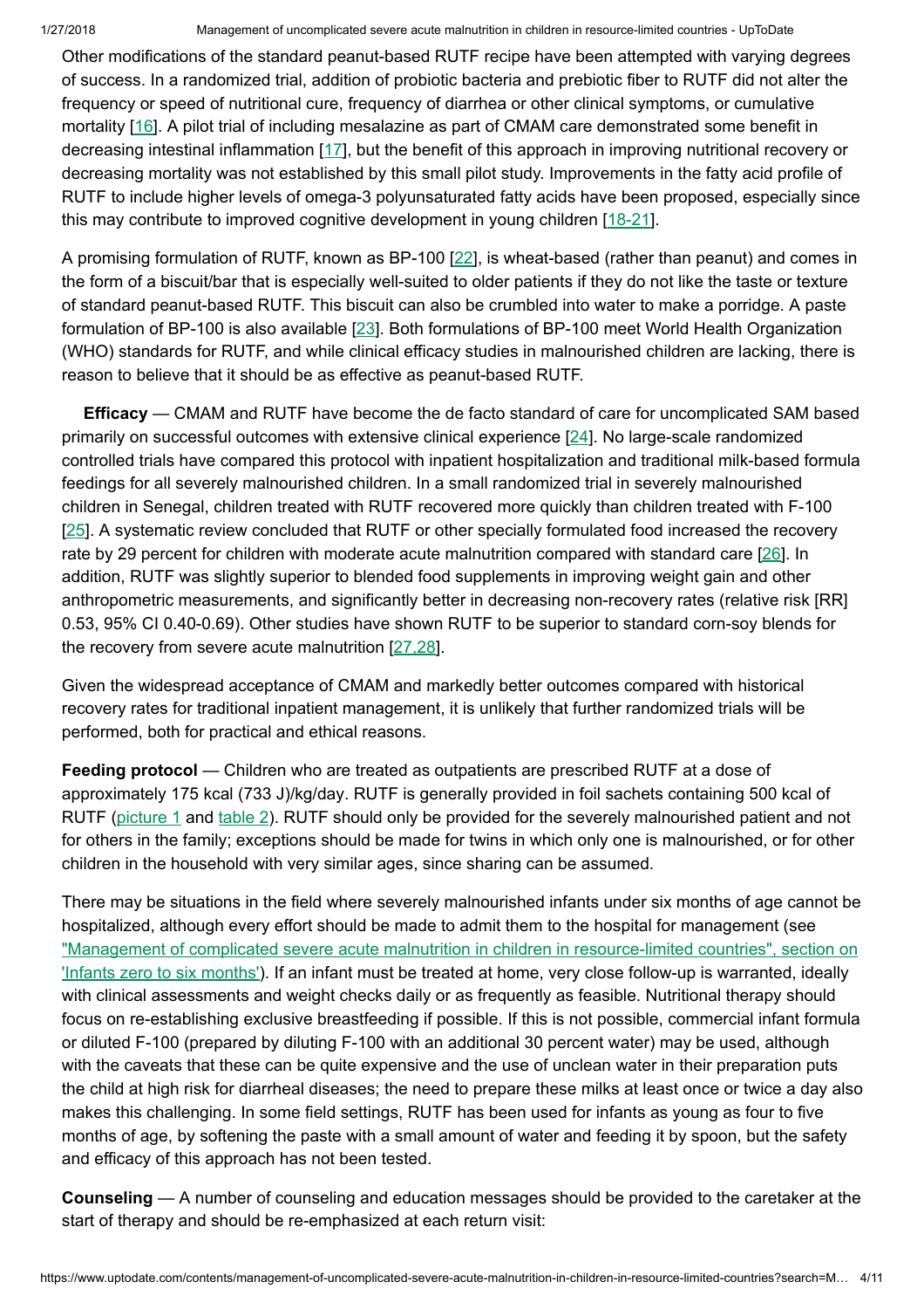Other modifications of the standard peanut-based RUTF recipe have been attempted with varying degrees of success. In a randomized trial, addition of probiotic bacteria and prebiotic fiber to RUTF did not alter the frequency or speed of nutritional cure, frequency of diarrhea or other clinical symptoms, or cumulative mortality [16]. A pilot trial of including mesalazine as part of CMAM care demonstrated some benefit in decreasing intestinal inflammation [17], but the benefit of this approach in improving nutritional recovery or decreasing mortality was not established by this small pilot study. Improvements in the fatty acid profile of RUTF to include higher levels of omega-3 polyunsaturated fatty acids have been proposed, especially since this may contribute to improved cognitive development in young children [18-21].

A promising formulation of RUTF, known as BP-100 [22], is wheat-based (rather than peanut) and comes in the form of a biscuit/bar that is especially well-suited to older patients if they do not like the taste or texture of standard peanut-based RUTF. This biscuit can also be crumbled into water to make a porridge. A paste formulation of BP-100 is also available [23]. Both formulations of BP-100 meet World Health Organization (WHO) standards for RUTF, and while clinical efficacy studies in malnourished children are lacking, there is reason to believe that it should be as effective as peanut-based RUTF.

**Efficacy** — CMAM and RUTF have become the de facto standard of care for uncomplicated SAM based primarily on successful outcomes with extensive clinical experience [24]. No large-scale randomized controlled trials have compared this protocol with inpatient hospitalization and traditional milk-based formula feedings for all severely malnourished children. In a small randomized trial in severely malnourished children in Senegal, children treated with RUTF recovered more quickly than children treated with F-100 [25]. A systematic review concluded that RUTF or other specially formulated food increased the recovery rate by 29 percent for children with moderate acute malnutrition compared with standard care [26]. In addition, RUTF was slightly superior to blended food supplements in improving weight gain and other anthropometric measurements, and significantly better in decreasing non-recovery rates (relative risk [RR] 0.53, 95% CI 0.40-0.69). Other studies have shown RUTF to be superior to standard corn-soy blends for the recovery from severe acute malnutrition [27,28].

Given the widespread acceptance of CMAM and markedly better outcomes compared with historical recovery rates for traditional inpatient management, it is unlikely that further randomized trials will be performed, both for practical and ethical reasons.

**Feeding protocol** — Children who are treated as outpatients are prescribed RUTF at a dose of approximately 175 kcal (733 J)/kg/day. RUTF is generally provided in foil sachets containing 500 kcal of RUTF (picture 1 and table 2). RUTF should only be provided for the severely malnourished patient and not for others in the family; exceptions should be made for twins in which only one is malnourished, or for other children in the household with very similar ages, since sharing can be assumed.

There may be situations in the field where severely malnourished infants under six months of age cannot be hospitalized, although every effort should be made to admit them to the hospital for management (see "Management of complicated severe acute malnutrition in children in resource-limited countries", section on 'Infants zero to six months'). If an infant must be treated at home, very close follow-up is warranted, ideally with clinical assessments and weight checks daily or as frequently as feasible. Nutritional therapy should focus on re-establishing exclusive breastfeeding if possible. If this is not possible, commercial infant formula or diluted F-100 (prepared by diluting F-100 with an additional 30 percent water) may be used, although with the caveats that these can be quite expensive and the use of unclean water in their preparation puts the child at high risk for diarrheal diseases; the need to prepare these milks at least once or twice a day also makes this challenging. In some field settings, RUTF has been used for infants as young as four to five months of age, by softening the paste with a small amount of water and feeding it by spoon, but the safety and efficacy of this approach has not been tested.

**Counseling** — A number of counseling and education messages should be provided to the caretaker at the start of therapy and should be re-emphasized at each return visit: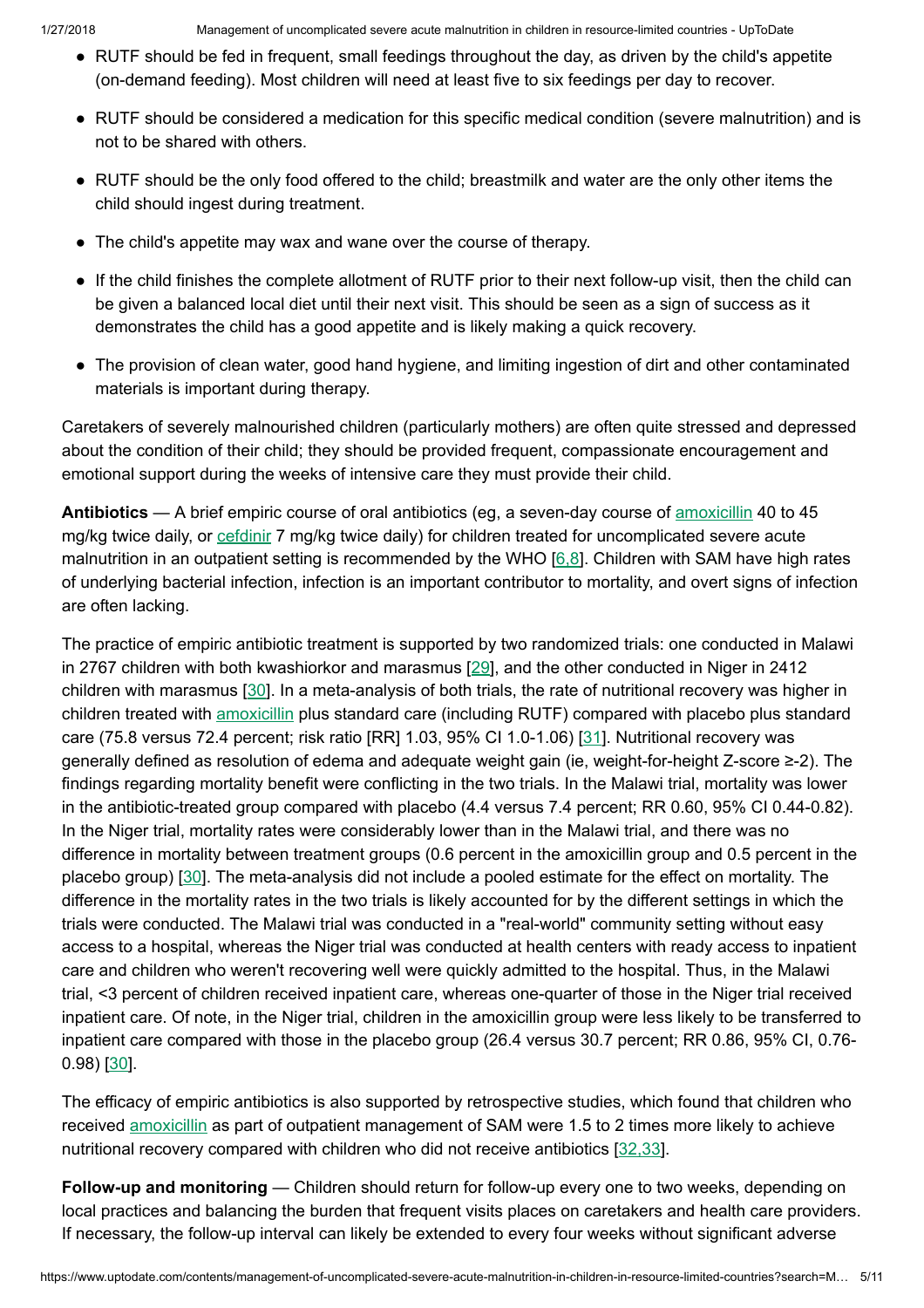- RUTF should be fed in frequent, small feedings throughout the day, as driven by the child's appetite (on-demand feeding). Most children will need at least five to six feedings per day to recover.
- RUTF should be considered a medication for this specific medical condition (severe malnutrition) and is not to be shared with others.
- RUTF should be the only food offered to the child; breastmilk and water are the only other items the child should ingest during treatment.
- The child's appetite may wax and wane over the course of therapy.
- If the child finishes the complete allotment of RUTF prior to their next follow-up visit, then the child can be given a balanced local diet until their next visit. This should be seen as a sign of success as it demonstrates the child has a good appetite and is likely making a quick recovery.
- The provision of clean water, good hand hygiene, and limiting ingestion of dirt and other contaminated materials is important during therapy.

Caretakers of severely malnourished children (particularly mothers) are often quite stressed and depressed about the condition of their child; they should be provided frequent, compassionate encouragement and emotional support during the weeks of intensive care they must provide their child.

**Antibiotics** — A brief empiric course of oral antibiotics (eg, a seven-day course of amoxicillin 40 to 45 mg/kg twice daily, or cefdinir 7 mg/kg twice daily) for children treated for uncomplicated severe acute malnutrition in an outpatient setting is recommended by the WHO [6,8]. Children with SAM have high rates of underlying bacterial infection, infection is an important contributor to mortality, and overt signs of infection are often lacking.

The practice of empiric antibiotic treatment is supported by two randomized trials: one conducted in Malawi in 2767 children with both kwashiorkor and marasmus [29], and the other conducted in Niger in 2412 children with marasmus [30]. In a meta-analysis of both trials, the rate of nutritional recovery was higher in children treated with amoxicillin plus standard care (including RUTF) compared with placebo plus standard care (75.8 versus 72.4 percent; risk ratio [RR] 1.03, 95% CI 1.0-1.06) [31]. Nutritional recovery was generally defined as resolution of edema and adequate weight gain (ie, weight-for-height Z-score ≥-2). The findings regarding mortality benefit were conflicting in the two trials. In the Malawi trial, mortality was lower in the antibiotic-treated group compared with placebo (4.4 versus 7.4 percent; RR 0.60, 95% CI 0.44-0.82). In the Niger trial, mortality rates were considerably lower than in the Malawi trial, and there was no difference in mortality between treatment groups (0.6 percent in the amoxicillin group and 0.5 percent in the placebo group) [30]. The meta-analysis did not include a pooled estimate for the effect on mortality. The difference in the mortality rates in the two trials is likely accounted for by the different settings in which the trials were conducted. The Malawi trial was conducted in a "real-world" community setting without easy access to a hospital, whereas the Niger trial was conducted at health centers with ready access to inpatient care and children who weren't recovering well were quickly admitted to the hospital. Thus, in the Malawi trial, <3 percent of children received inpatient care, whereas one-quarter of those in the Niger trial received inpatient care. Of note, in the Niger trial, children in the amoxicillin group were less likely to be transferred to inpatient care compared with those in the placebo group (26.4 versus 30.7 percent; RR 0.86, 95% CI, 0.76-0.98) [30].

The efficacy of empiric antibiotics is also supported by retrospective studies, which found that children who received amoxicillin as part of outpatient management of SAM were 1.5 to 2 times more likely to achieve nutritional recovery compared with children who did not receive antibiotics [32,33].

**Follow-up and monitoring** — Children should return for follow-up every one to two weeks, depending on local practices and balancing the burden that frequent visits places on caretakers and health care providers. If necessary, the follow-up interval can likely be extended to every four weeks without significant adverse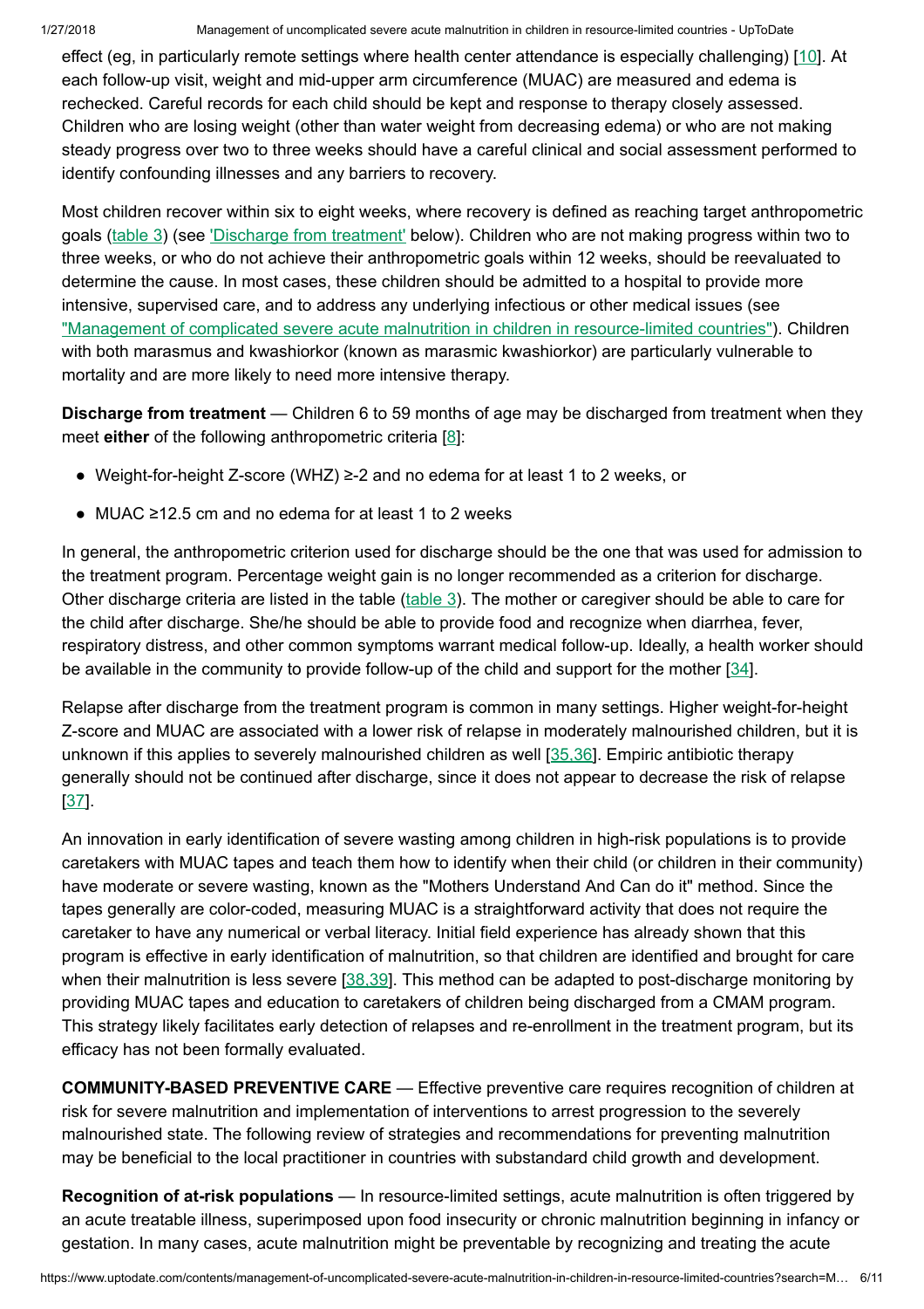effect (eg, in particularly remote settings where health center attendance is especially challenging) [10]. At each follow-up visit, weight and mid-upper arm circumference (MUAC) are measured and edema is rechecked. Careful records for each child should be kept and response to therapy closely assessed. Children who are losing weight (other than water weight from decreasing edema) or who are not making steady progress over two to three weeks should have a careful clinical and social assessment performed to identify confounding illnesses and any barriers to recovery.

Most children recover within six to eight weeks, where recovery is defined as reaching target anthropometric goals (table 3) (see 'Discharge from treatment' below). Children who are not making progress within two to three weeks, or who do not achieve their anthropometric goals within 12 weeks, should be reevaluated to determine the cause. In most cases, these children should be admitted to a hospital to provide more intensive, supervised care, and to address any underlying infectious or other medical issues (see "Management of complicated severe acute malnutrition in children in resource-limited countries"). Children with both marasmus and kwashiorkor (known as marasmic kwashiorkor) are particularly vulnerable to mortality and are more likely to need more intensive therapy.

**Discharge from treatment** — Children 6 to 59 months of age may be discharged from treatment when they meet **either** of the following anthropometric criteria [8]:

- Weight-for-height Z-score (WHZ) ≥-2 and no edema for at least 1 to 2 weeks, or
- MUAC ≥12.5 cm and no edema for at least 1 to 2 weeks

In general, the anthropometric criterion used for discharge should be the one that was used for admission to the treatment program. Percentage weight gain is no longer recommended as a criterion for discharge. Other discharge criteria are listed in the table (table 3). The mother or caregiver should be able to care for the child after discharge. She/he should be able to provide food and recognize when diarrhea, fever, respiratory distress, and other common symptoms warrant medical follow-up. Ideally, a health worker should be available in the community to provide follow-up of the child and support for the mother [34].

Relapse after discharge from the treatment program is common in many settings. Higher weight-for-height Z-score and MUAC are associated with a lower risk of relapse in moderately malnourished children, but it is unknown if this applies to severely malnourished children as well [35,36]. Empiric antibiotic therapy generally should not be continued after discharge, since it does not appear to decrease the risk of relapse [37].

An innovation in early identification of severe wasting among children in high-risk populations is to provide caretakers with MUAC tapes and teach them how to identify when their child (or children in their community) have moderate or severe wasting, known as the "Mothers Understand And Can do it" method. Since the tapes generally are color-coded, measuring MUAC is a straightforward activity that does not require the caretaker to have any numerical or verbal literacy. Initial field experience has already shown that this program is effective in early identification of malnutrition, so that children are identified and brought for care when their malnutrition is less severe [38,39]. This method can be adapted to post-discharge monitoring by providing MUAC tapes and education to caretakers of children being discharged from a CMAM program. This strategy likely facilitates early detection of relapses and re-enrollment in the treatment program, but its efficacy has not been formally evaluated.

**COMMUNITY-BASED PREVENTIVE CARE** — Effective preventive care requires recognition of children at risk for severe malnutrition and implementation of interventions to arrest progression to the severely malnourished state. The following review of strategies and recommendations for preventing malnutrition may be beneficial to the local practitioner in countries with substandard child growth and development.

**Recognition of at-risk populations** — In resource-limited settings, acute malnutrition is often triggered by an acute treatable illness, superimposed upon food insecurity or chronic malnutrition beginning in infancy or gestation. In many cases, acute malnutrition might be preventable by recognizing and treating the acute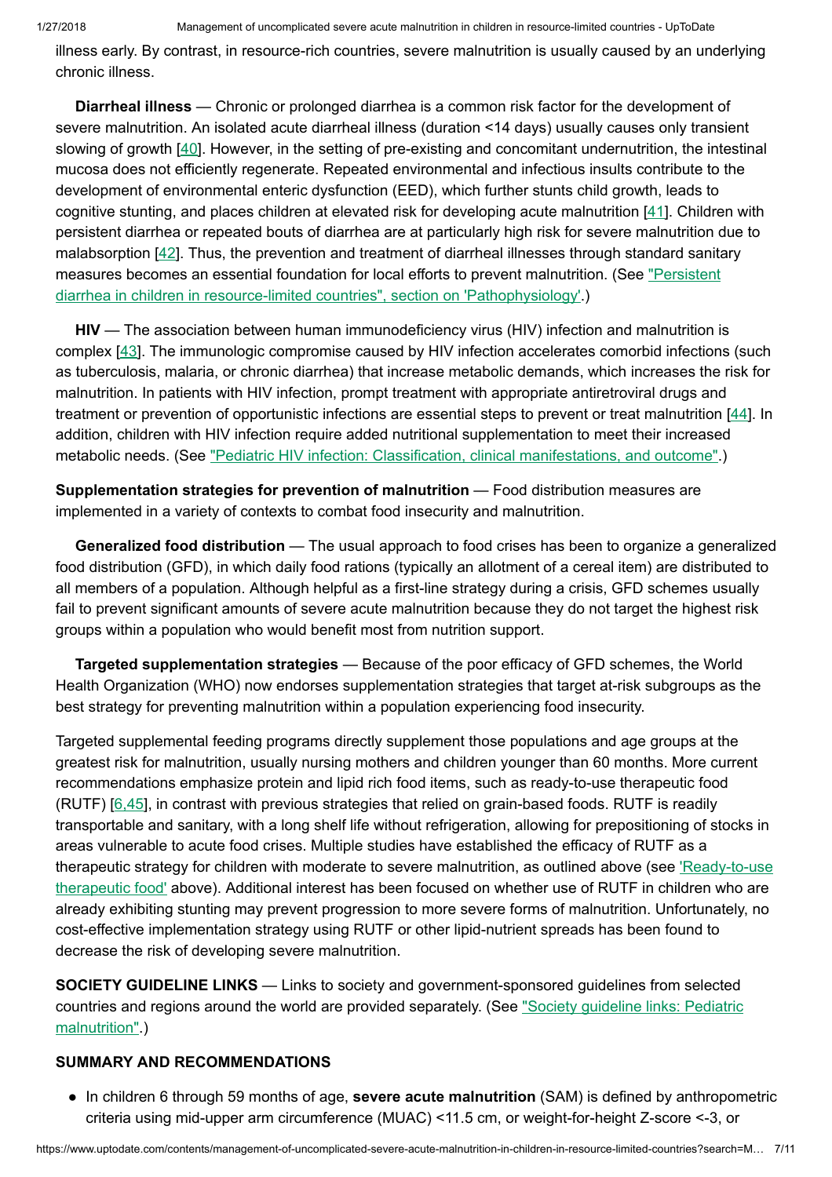illness early. By contrast, in resource-rich countries, severe malnutrition is usually caused by an underlying chronic illness.

**Diarrheal illness** — Chronic or prolonged diarrhea is a common risk factor for the development of severe malnutrition. An isolated acute diarrheal illness (duration <14 days) usually causes only transient slowing of growth [40]. However, in the setting of pre-existing and concomitant undernutrition, the intestinal mucosa does not efficiently regenerate. Repeated environmental and infectious insults contribute to the development of environmental enteric dysfunction (EED), which further stunts child growth, leads to cognitive stunting, and places children at elevated risk for developing acute malnutrition [41]. Children with persistent diarrhea or repeated bouts of diarrhea are at particularly high risk for severe malnutrition due to malabsorption [42]. Thus, the prevention and treatment of diarrheal illnesses through standard sanitary measures becomes an essential foundation for local efforts to prevent malnutrition. (See "Persistent diarrhea in children in resource-limited countries", section on 'Pathophysiology'.)

**HIV** — The association between human immunodeficiency virus (HIV) infection and malnutrition is complex [43]. The immunologic compromise caused by HIV infection accelerates comorbid infections (such as tuberculosis, malaria, or chronic diarrhea) that increase metabolic demands, which increases the risk for malnutrition. In patients with HIV infection, prompt treatment with appropriate antiretroviral drugs and treatment or prevention of opportunistic infections are essential steps to prevent or treat malnutrition [44]. In addition, children with HIV infection require added nutritional supplementation to meet their increased metabolic needs. (See "Pediatric HIV infection: Classification, clinical manifestations, and outcome".)

**Supplementation strategies for prevention of malnutrition** — Food distribution measures are implemented in a variety of contexts to combat food insecurity and malnutrition.

**Generalized food distribution** — The usual approach to food crises has been to organize a generalized food distribution (GFD), in which daily food rations (typically an allotment of a cereal item) are distributed to all members of a population. Although helpful as a first-line strategy during a crisis, GFD schemes usually fail to prevent significant amounts of severe acute malnutrition because they do not target the highest risk groups within a population who would benefit most from nutrition support.

**Targeted supplementation strategies** — Because of the poor efficacy of GFD schemes, the World Health Organization (WHO) now endorses supplementation strategies that target at-risk subgroups as the best strategy for preventing malnutrition within a population experiencing food insecurity.

Targeted supplemental feeding programs directly supplement those populations and age groups at the greatest risk for malnutrition, usually nursing mothers and children younger than 60 months. More current recommendations emphasize protein and lipid rich food items, such as ready-to-use therapeutic food (RUTF) [6,45], in contrast with previous strategies that relied on grain-based foods. RUTF is readily transportable and sanitary, with a long shelf life without refrigeration, allowing for prepositioning of stocks in areas vulnerable to acute food crises. Multiple studies have established the efficacy of RUTF as a therapeutic strategy for children with moderate to severe malnutrition, as outlined above (see 'Ready-to-use therapeutic food' above). Additional interest has been focused on whether use of RUTF in children who are already exhibiting stunting may prevent progression to more severe forms of malnutrition. Unfortunately, no cost-effective implementation strategy using RUTF or other lipid-nutrient spreads has been found to decrease the risk of developing severe malnutrition.

**SOCIETY GUIDELINE LINKS** — Links to society and government-sponsored guidelines from selected countries and regions around the world are provided separately. (See "Society guideline links: Pediatric malnutrition".)

## SUMMARY AND RECOMMENDATIONS

- In children 6 through 59 months of age, **severe acute malnutrition** (SAM) is defined by anthropometric criteria using mid-upper arm circumference (MUAC) <11.5 cm, or weight-for-height Z-score <-3, or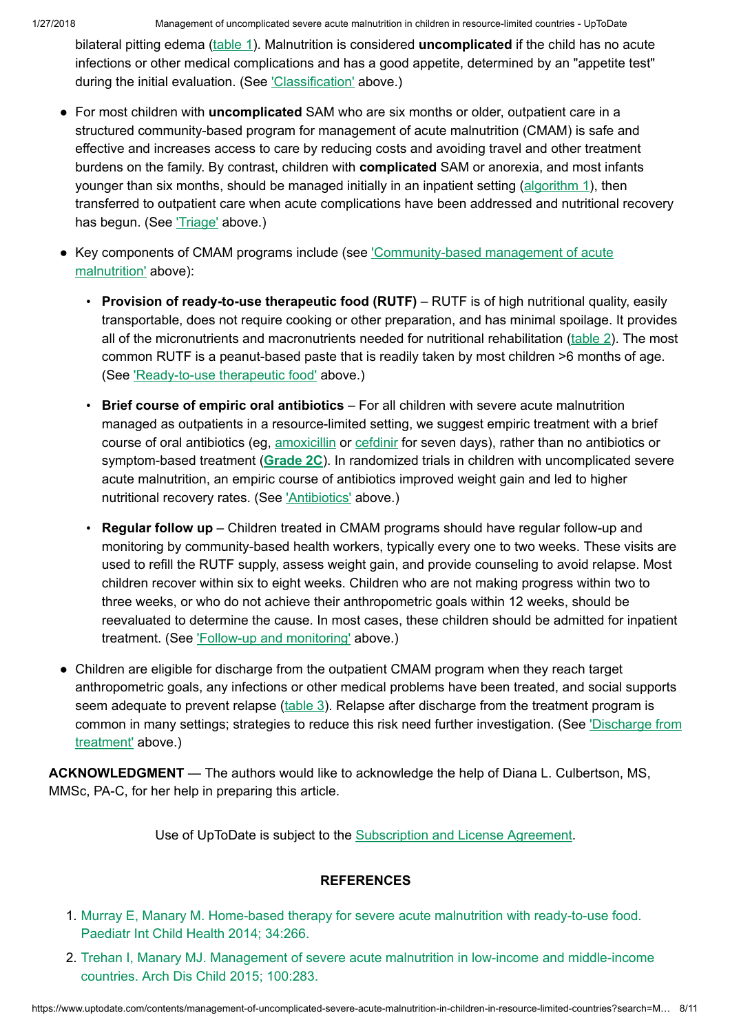bilateral pitting edema (table 1). Malnutrition is considered **uncomplicated** if the child has no acute infections or other medical complications and has a good appetite, determined by an "appetite test" during the initial evaluation. (See 'Classification' above.)

- For most children with **uncomplicated** SAM who are six months or older, outpatient care in a structured community-based program for management of acute malnutrition (CMAM) is safe and effective and increases access to care by reducing costs and avoiding travel and other treatment burdens on the family. By contrast, children with **complicated** SAM or anorexia, and most infants younger than six months, should be managed initially in an inpatient setting (algorithm 1), then transferred to outpatient care when acute complications have been addressed and nutritional recovery has begun. (See 'Triage' above.)

- Key components of CMAM programs include (see 'Community-based management of acute malnutrition' above):

  - **Provision of ready-to-use therapeutic food (RUTF)** – RUTF is of high nutritional quality, easily transportable, does not require cooking or other preparation, and has minimal spoilage. It provides all of the micronutrients and macronutrients needed for nutritional rehabilitation (table 2). The most common RUTF is a peanut-based paste that is readily taken by most children >6 months of age. (See 'Ready-to-use therapeutic food' above.)

  - **Brief course of empiric oral antibiotics** – For all children with severe acute malnutrition managed as outpatients in a resource-limited setting, we suggest empiric treatment with a brief course of oral antibiotics (eg, amoxicillin or cefdinir for seven days), rather than no antibiotics or symptom-based treatment (**Grade 2C**). In randomized trials in children with uncomplicated severe acute malnutrition, an empiric course of antibiotics improved weight gain and led to higher nutritional recovery rates. (See 'Antibiotics' above.)

  - **Regular follow up** – Children treated in CMAM programs should have regular follow-up and monitoring by community-based health workers, typically every one to two weeks. These visits are used to refill the RUTF supply, assess weight gain, and provide counseling to avoid relapse. Most children recover within six to eight weeks. Children who are not making progress within two to three weeks, or who do not achieve their anthropometric goals within 12 weeks, should be reevaluated to determine the cause. In most cases, these children should be admitted for inpatient treatment. (See 'Follow-up and monitoring' above.)

- Children are eligible for discharge from the outpatient CMAM program when they reach target anthropometric goals, any infections or other medical problems have been treated, and social supports seem adequate to prevent relapse (table 3). Relapse after discharge from the treatment program is common in many settings; strategies to reduce this risk need further investigation. (See 'Discharge from treatment' above.)

**ACKNOWLEDGMENT** — The authors would like to acknowledge the help of Diana L. Culbertson, MS, MMSc, PA-C, for her help in preparing this article.

Use of UpToDate is subject to the Subscription and License Agreement.

## REFERENCES

1. Murray E, Manary M. Home-based therapy for severe acute malnutrition with ready-to-use food. Paediatr Int Child Health 2014; 34:266.
2. Trehan I, Manary MJ. Management of severe acute malnutrition in low-income and middle-income countries. Arch Dis Child 2015; 100:283.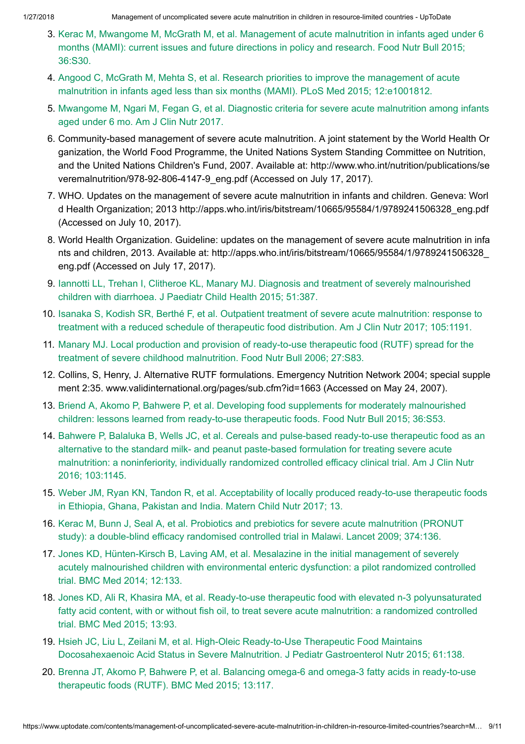3. Kerac M, Mwangome M, McGrath M, et al. Management of acute malnutrition in infants aged under 6 months (MAMI): current issues and future directions in policy and research. Food Nutr Bull 2015; 36:S30.
4. Angood C, McGrath M, Mehta S, et al. Research priorities to improve the management of acute malnutrition in infants aged less than six months (MAMI). PLoS Med 2015; 12:e1001812.
5. Mwangome M, Ngari M, Fegan G, et al. Diagnostic criteria for severe acute malnutrition among infants aged under 6 mo. Am J Clin Nutr 2017.
6. Community-based management of severe acute malnutrition. A joint statement by the World Health Organization, the World Food Programme, the United Nations System Standing Committee on Nutrition, and the United Nations Children's Fund, 2007. Available at: http://www.who.int/nutrition/publications/severemalnutrition/978-92-806-4147-9_eng.pdf (Accessed on July 17, 2017).
7. WHO. Updates on the management of severe acute malnutrition in infants and children. Geneva: World Health Organization; 2013 http://apps.who.int/iris/bitstream/10665/95584/1/9789241506328_eng.pdf (Accessed on July 10, 2017).
8. World Health Organization. Guideline: updates on the management of severe acute malnutrition in infants and children, 2013. Available at: http://apps.who.int/iris/bitstream/10665/95584/1/9789241506328_eng.pdf (Accessed on July 17, 2017).
9. Iannotti LL, Trehan I, Clitheroe KL, Manary MJ. Diagnosis and treatment of severely malnourished children with diarrhoea. J Paediatr Child Health 2015; 51:387.
10. Isanaka S, Kodish SR, Berthé F, et al. Outpatient treatment of severe acute malnutrition: response to treatment with a reduced schedule of therapeutic food distribution. Am J Clin Nutr 2017; 105:1191.
11. Manary MJ. Local production and provision of ready-to-use therapeutic food (RUTF) spread for the treatment of severe childhood malnutrition. Food Nutr Bull 2006; 27:S83.
12. Collins, S, Henry, J. Alternative RUTF formulations. Emergency Nutrition Network 2004; special supplement 2:35. www.validinternational.org/pages/sub.cfm?id=1663 (Accessed on May 24, 2007).
13. Briend A, Akomo P, Bahwere P, et al. Developing food supplements for moderately malnourished children: lessons learned from ready-to-use therapeutic foods. Food Nutr Bull 2015; 36:S53.
14. Bahwere P, Balaluka B, Wells JC, et al. Cereals and pulse-based ready-to-use therapeutic food as an alternative to the standard milk- and peanut paste-based formulation for treating severe acute malnutrition: a noninferiority, individually randomized controlled efficacy clinical trial. Am J Clin Nutr 2016; 103:1145.
15. Weber JM, Ryan KN, Tandon R, et al. Acceptability of locally produced ready-to-use therapeutic foods in Ethiopia, Ghana, Pakistan and India. Matern Child Nutr 2017; 13.
16. Kerac M, Bunn J, Seal A, et al. Probiotics and prebiotics for severe acute malnutrition (PRONUT study): a double-blind efficacy randomised controlled trial in Malawi. Lancet 2009; 374:136.
17. Jones KD, Hünten-Kirsch B, Laving AM, et al. Mesalazine in the initial management of severely acutely malnourished children with environmental enteric dysfunction: a pilot randomized controlled trial. BMC Med 2014; 12:133.
18. Jones KD, Ali R, Khasira MA, et al. Ready-to-use therapeutic food with elevated n-3 polyunsaturated fatty acid content, with or without fish oil, to treat severe acute malnutrition: a randomized controlled trial. BMC Med 2015; 13:93.
19. Hsieh JC, Liu L, Zeilani M, et al. High-Oleic Ready-to-Use Therapeutic Food Maintains Docosahexaenoic Acid Status in Severe Malnutrition. J Pediatr Gastroenterol Nutr 2015; 61:138.
20. Brenna JT, Akomo P, Bahwere P, et al. Balancing omega-6 and omega-3 fatty acids in ready-to-use therapeutic foods (RUTF). BMC Med 2015; 13:117.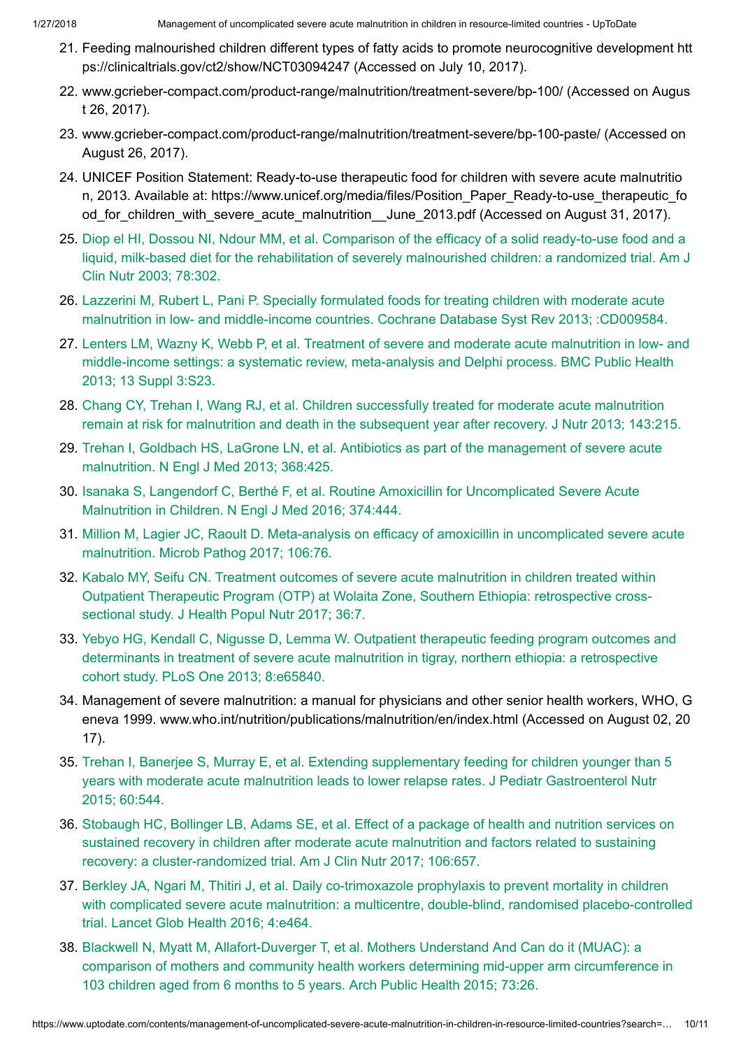21. Feeding malnourished children different types of fatty acids to promote neurocognitive development https://clinicaltrials.gov/ct2/show/NCT03094247 (Accessed on July 10, 2017).
22. www.gcrieber-compact.com/product-range/malnutrition/treatment-severe/bp-100/ (Accessed on August 26, 2017).
23. www.gcrieber-compact.com/product-range/malnutrition/treatment-severe/bp-100-paste/ (Accessed on August 26, 2017).
24. UNICEF Position Statement: Ready-to-use therapeutic food for children with severe acute malnutrition, 2013. Available at: https://www.unicef.org/media/files/Position_Paper_Ready-to-use_therapeutic_food_for_children_with_severe_acute_malnutrition__June_2013.pdf (Accessed on August 31, 2017).
25. Diop el HI, Dossou NI, Ndour MM, et al. Comparison of the efficacy of a solid ready-to-use food and a liquid, milk-based diet for the rehabilitation of severely malnourished children: a randomized trial. Am J Clin Nutr 2003; 78:302.
26. Lazzerini M, Rubert L, Pani P. Specially formulated foods for treating children with moderate acute malnutrition in low- and middle-income countries. Cochrane Database Syst Rev 2013; :CD009584.
27. Lenters LM, Wazny K, Webb P, et al. Treatment of severe and moderate acute malnutrition in low- and middle-income settings: a systematic review, meta-analysis and Delphi process. BMC Public Health 2013; 13 Suppl 3:S23.
28. Chang CY, Trehan I, Wang RJ, et al. Children successfully treated for moderate acute malnutrition remain at risk for malnutrition and death in the subsequent year after recovery. J Nutr 2013; 143:215.
29. Trehan I, Goldbach HS, LaGrone LN, et al. Antibiotics as part of the management of severe acute malnutrition. N Engl J Med 2013; 368:425.
30. Isanaka S, Langendorf C, Berthé F, et al. Routine Amoxicillin for Uncomplicated Severe Acute Malnutrition in Children. N Engl J Med 2016; 374:444.
31. Million M, Lagier JC, Raoult D. Meta-analysis on efficacy of amoxicillin in uncomplicated severe acute malnutrition. Microb Pathog 2017; 106:76.
32. Kabalo MY, Seifu CN. Treatment outcomes of severe acute malnutrition in children treated within Outpatient Therapeutic Program (OTP) at Wolaita Zone, Southern Ethiopia: retrospective cross-sectional study. J Health Popul Nutr 2017; 36:7.
33. Yebyo HG, Kendall C, Nigusse D, Lemma W. Outpatient therapeutic feeding program outcomes and determinants in treatment of severe acute malnutrition in tigray, northern ethiopia: a retrospective cohort study. PLoS One 2013; 8:e65840.
34. Management of severe malnutrition: a manual for physicians and other senior health workers, WHO, Geneva 1999. www.who.int/nutrition/publications/malnutrition/en/index.html (Accessed on August 02, 2017).
35. Trehan I, Banerjee S, Murray E, et al. Extending supplementary feeding for children younger than 5 years with moderate acute malnutrition leads to lower relapse rates. J Pediatr Gastroenterol Nutr 2015; 60:544.
36. Stobaugh HC, Bollinger LB, Adams SE, et al. Effect of a package of health and nutrition services on sustained recovery in children after moderate acute malnutrition and factors related to sustaining recovery: a cluster-randomized trial. Am J Clin Nutr 2017; 106:657.
37. Berkley JA, Ngari M, Thitiri J, et al. Daily co-trimoxazole prophylaxis to prevent mortality in children with complicated severe acute malnutrition: a multicentre, double-blind, randomised placebo-controlled trial. Lancet Glob Health 2016; 4:e464.
38. Blackwell N, Myatt M, Allafort-Duverger T, et al. Mothers Understand And Can do it (MUAC): a comparison of mothers and community health workers determining mid-upper arm circumference in 103 children aged from 6 months to 5 years. Arch Public Health 2015; 73:26.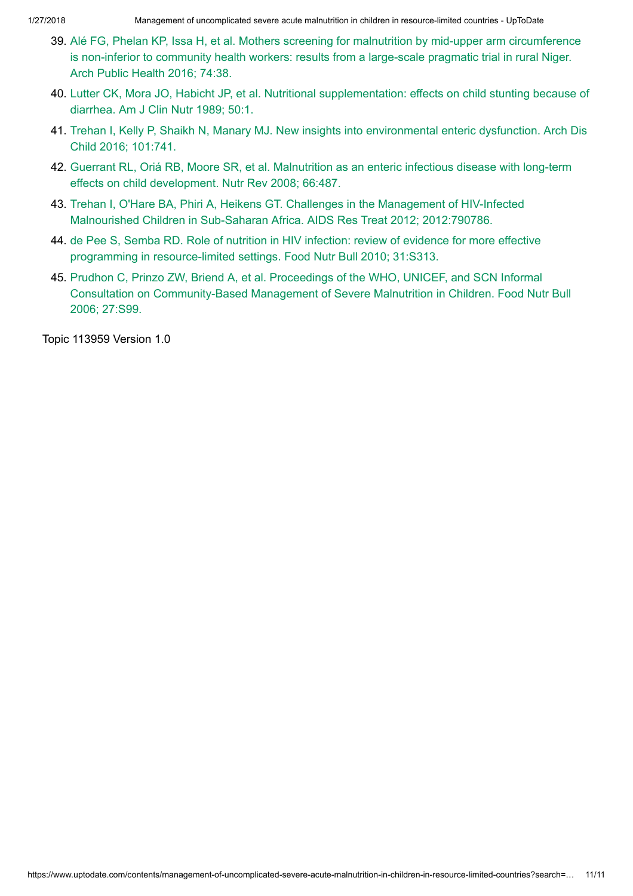39. Alé FG, Phelan KP, Issa H, et al. Mothers screening for malnutrition by mid-upper arm circumference is non-inferior to community health workers: results from a large-scale pragmatic trial in rural Niger. Arch Public Health 2016; 74:38.
40. Lutter CK, Mora JO, Habicht JP, et al. Nutritional supplementation: effects on child stunting because of diarrhea. Am J Clin Nutr 1989; 50:1.
41. Trehan I, Kelly P, Shaikh N, Manary MJ. New insights into environmental enteric dysfunction. Arch Dis Child 2016; 101:741.
42. Guerrant RL, Oriá RB, Moore SR, et al. Malnutrition as an enteric infectious disease with long-term effects on child development. Nutr Rev 2008; 66:487.
43. Trehan I, O'Hare BA, Phiri A, Heikens GT. Challenges in the Management of HIV-Infected Malnourished Children in Sub-Saharan Africa. AIDS Res Treat 2012; 2012:790786.
44. de Pee S, Semba RD. Role of nutrition in HIV infection: review of evidence for more effective programming in resource-limited settings. Food Nutr Bull 2010; 31:S313.
45. Prudhon C, Prinzo ZW, Briend A, et al. Proceedings of the WHO, UNICEF, and SCN Informal Consultation on Community-Based Management of Severe Malnutrition in Children. Food Nutr Bull 2006; 27:S99.

Topic 113959 Version 1.0